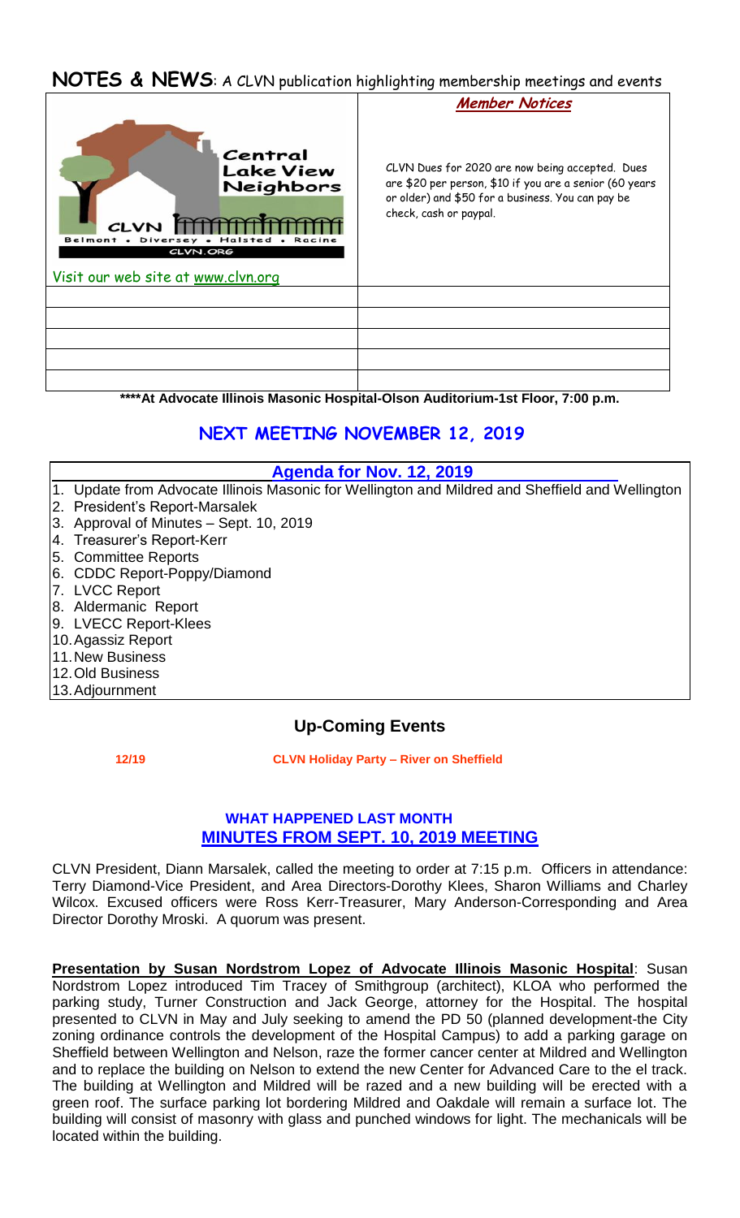# NOTES & NEWS: A CLVN publication highlighting membership meetings and events

| Central Lake View Neighbors — CLVN — Belmont • Diversey • Halsted • Racine — CLVN.ORG | ***Member Notices*** |
| --- | --- |
| Visit our web site at www.clvn.org | CLVN Dues for 2020 are now being accepted. Dues are $20 per person, $10 if you are a senior (60 years or older) and $50 for a business. You can pay be check, cash or paypal. |
| | |
| | |
| | |
| | |
| | |

**\*\*\*\*At Advocate Illinois Masonic Hospital-Olson Auditorium-1st Floor, 7:00 p.m.**

## NEXT MEETING NOVEMBER 12, 2019

### Agenda for Nov. 12, 2019

1. Update from Advocate Illinois Masonic for Wellington and Mildred and Sheffield and Wellington
2. President's Report-Marsalek
3. Approval of Minutes – Sept. 10, 2019
4. Treasurer's Report-Kerr
5. Committee Reports
6. CDDC Report-Poppy/Diamond
7. LVCC Report
8. Aldermanic Report
9. LVECC Report-Klees
10. Agassiz Report
11. New Business
12. Old Business
13. Adjournment

## Up-Coming Events

**12/19 CLVN Holiday Party – River on Sheffield**

### WHAT HAPPENED LAST MONTH
### MINUTES FROM SEPT. 10, 2019 MEETING

CLVN President, Diann Marsalek, called the meeting to order at 7:15 p.m. Officers in attendance: Terry Diamond-Vice President, and Area Directors-Dorothy Klees, Sharon Williams and Charley Wilcox. Excused officers were Ross Kerr-Treasurer, Mary Anderson-Corresponding and Area Director Dorothy Mroski. A quorum was present.

**Presentation by Susan Nordstrom Lopez of Advocate Illinois Masonic Hospital**: Susan Nordstrom Lopez introduced Tim Tracey of Smithgroup (architect), KLOA who performed the parking study, Turner Construction and Jack George, attorney for the Hospital. The hospital presented to CLVN in May and July seeking to amend the PD 50 (planned development-the City zoning ordinance controls the development of the Hospital Campus) to add a parking garage on Sheffield between Wellington and Nelson, raze the former cancer center at Mildred and Wellington and to replace the building on Nelson to extend the new Center for Advanced Care to the el track. The building at Wellington and Mildred will be razed and a new building will be erected with a green roof. The surface parking lot bordering Mildred and Oakdale will remain a surface lot. The building will consist of masonry with glass and punched windows for light. The mechanicals will be located within the building.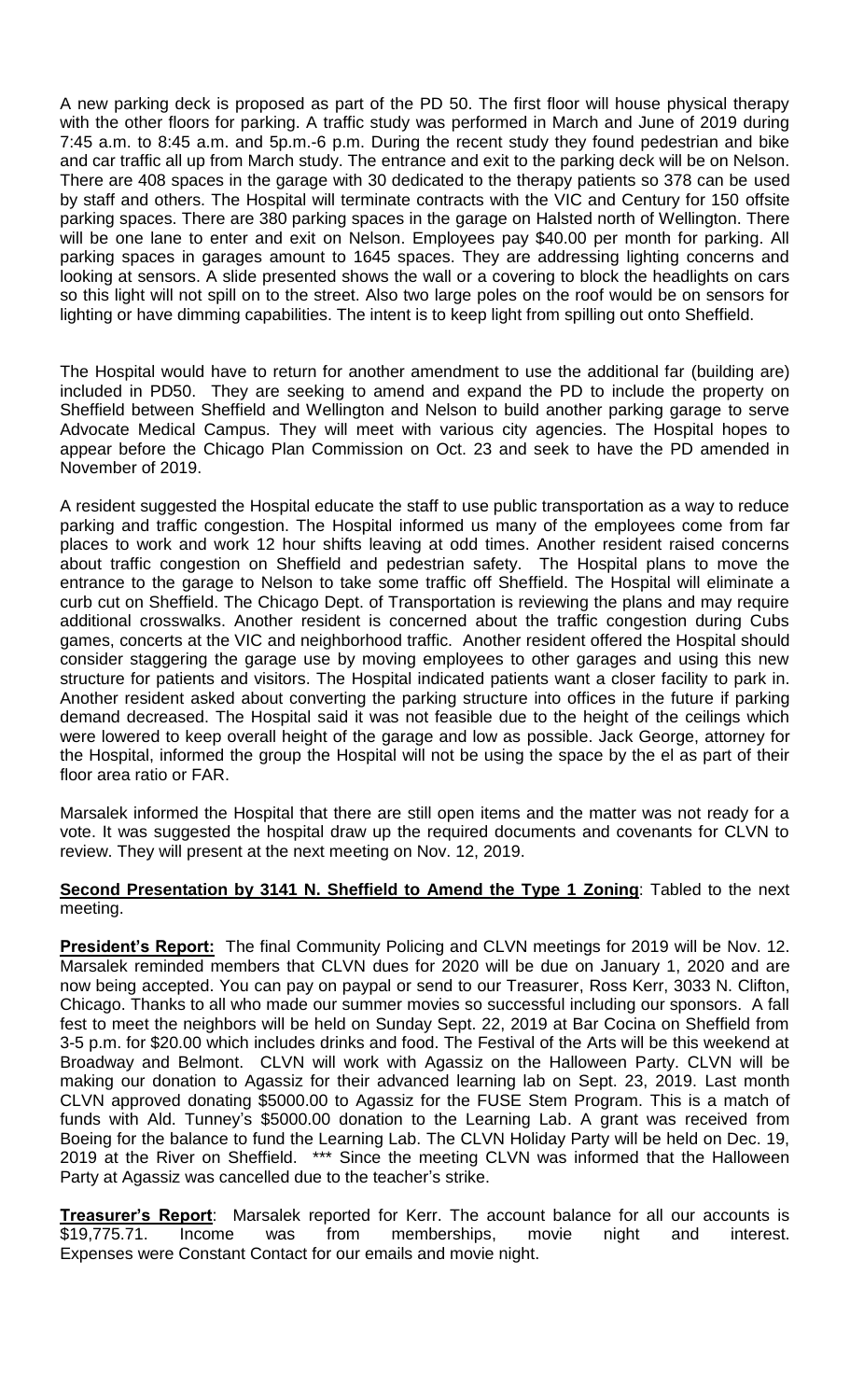A new parking deck is proposed as part of the PD 50. The first floor will house physical therapy with the other floors for parking. A traffic study was performed in March and June of 2019 during 7:45 a.m. to 8:45 a.m. and 5p.m.-6 p.m. During the recent study they found pedestrian and bike and car traffic all up from March study. The entrance and exit to the parking deck will be on Nelson. There are 408 spaces in the garage with 30 dedicated to the therapy patients so 378 can be used by staff and others. The Hospital will terminate contracts with the VIC and Century for 150 offsite parking spaces. There are 380 parking spaces in the garage on Halsted north of Wellington. There will be one lane to enter and exit on Nelson. Employees pay $40.00 per month for parking. All parking spaces in garages amount to 1645 spaces. They are addressing lighting concerns and looking at sensors. A slide presented shows the wall or a covering to block the headlights on cars so this light will not spill on to the street. Also two large poles on the roof would be on sensors for lighting or have dimming capabilities. The intent is to keep light from spilling out onto Sheffield.

The Hospital would have to return for another amendment to use the additional far (building are) included in PD50. They are seeking to amend and expand the PD to include the property on Sheffield between Sheffield and Wellington and Nelson to build another parking garage to serve Advocate Medical Campus. They will meet with various city agencies. The Hospital hopes to appear before the Chicago Plan Commission on Oct. 23 and seek to have the PD amended in November of 2019.

A resident suggested the Hospital educate the staff to use public transportation as a way to reduce parking and traffic congestion. The Hospital informed us many of the employees come from far places to work and work 12 hour shifts leaving at odd times. Another resident raised concerns about traffic congestion on Sheffield and pedestrian safety. The Hospital plans to move the entrance to the garage to Nelson to take some traffic off Sheffield. The Hospital will eliminate a curb cut on Sheffield. The Chicago Dept. of Transportation is reviewing the plans and may require additional crosswalks. Another resident is concerned about the traffic congestion during Cubs games, concerts at the VIC and neighborhood traffic. Another resident offered the Hospital should consider staggering the garage use by moving employees to other garages and using this new structure for patients and visitors. The Hospital indicated patients want a closer facility to park in. Another resident asked about converting the parking structure into offices in the future if parking demand decreased. The Hospital said it was not feasible due to the height of the ceilings which were lowered to keep overall height of the garage and low as possible. Jack George, attorney for the Hospital, informed the group the Hospital will not be using the space by the el as part of their floor area ratio or FAR.

Marsalek informed the Hospital that there are still open items and the matter was not ready for a vote. It was suggested the hospital draw up the required documents and covenants for CLVN to review. They will present at the next meeting on Nov. 12, 2019.

**Second Presentation by 3141 N. Sheffield to Amend the Type 1 Zoning**: Tabled to the next meeting.

**President's Report:** The final Community Policing and CLVN meetings for 2019 will be Nov. 12. Marsalek reminded members that CLVN dues for 2020 will be due on January 1, 2020 and are now being accepted. You can pay on paypal or send to our Treasurer, Ross Kerr, 3033 N. Clifton, Chicago. Thanks to all who made our summer movies so successful including our sponsors. A fall fest to meet the neighbors will be held on Sunday Sept. 22, 2019 at Bar Cocina on Sheffield from 3-5 p.m. for $20.00 which includes drinks and food. The Festival of the Arts will be this weekend at Broadway and Belmont. CLVN will work with Agassiz on the Halloween Party. CLVN will be making our donation to Agassiz for their advanced learning lab on Sept. 23, 2019. Last month CLVN approved donating $5000.00 to Agassiz for the FUSE Stem Program. This is a match of funds with Ald. Tunney's $5000.00 donation to the Learning Lab. A grant was received from Boeing for the balance to fund the Learning Lab. The CLVN Holiday Party will be held on Dec. 19, 2019 at the River on Sheffield. *** Since the meeting CLVN was informed that the Halloween Party at Agassiz was cancelled due to the teacher's strike.

**Treasurer's Report**: Marsalek reported for Kerr. The account balance for all our accounts is $19,775.71. Income was from memberships, movie night and interest. Expenses were Constant Contact for our emails and movie night.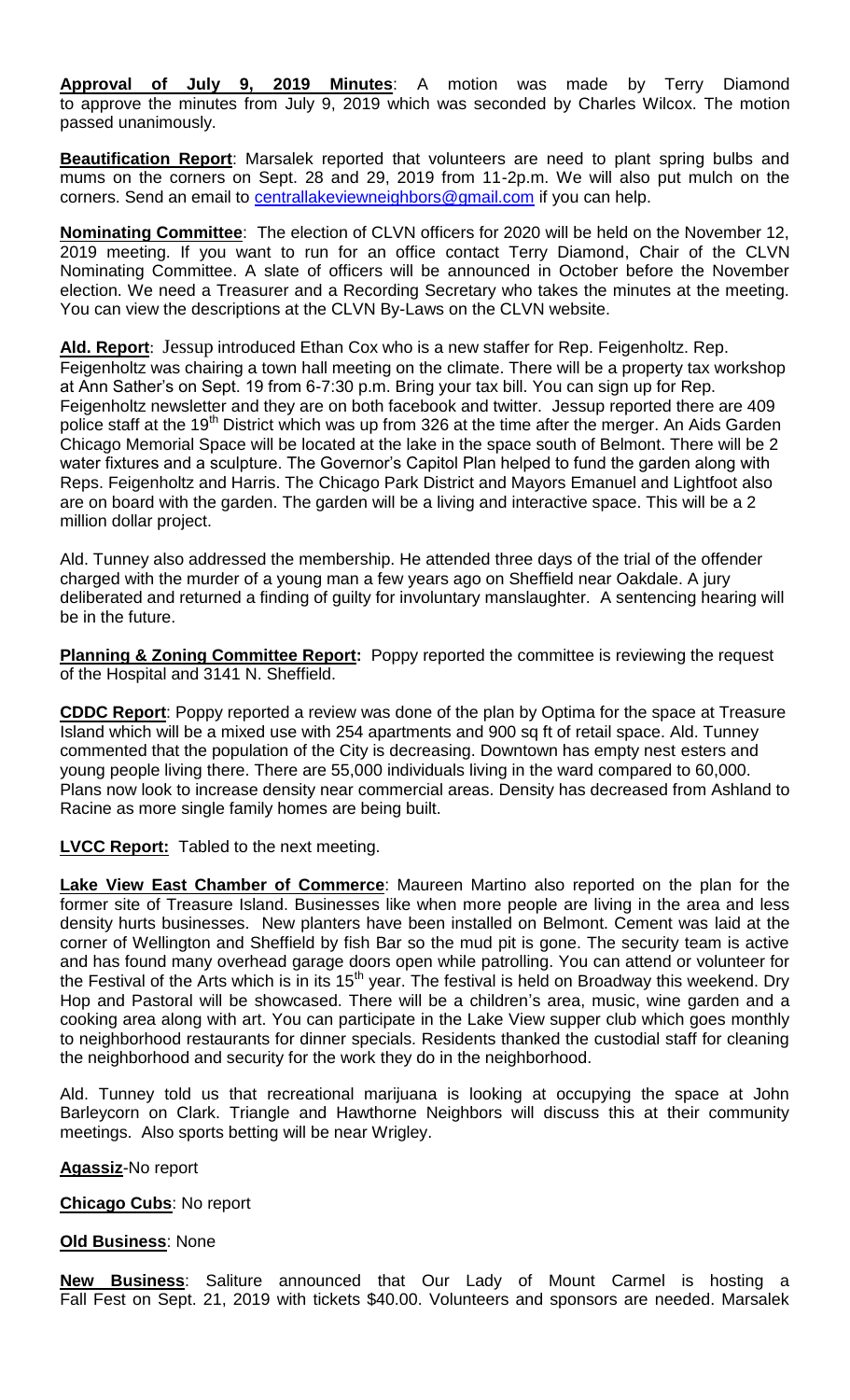**Approval of July 9, 2019 Minutes**: A motion was made by Terry Diamond to approve the minutes from July 9, 2019 which was seconded by Charles Wilcox. The motion passed unanimously.

**Beautification Report**: Marsalek reported that volunteers are need to plant spring bulbs and mums on the corners on Sept. 28 and 29, 2019 from 11-2p.m. We will also put mulch on the corners. Send an email to centrallakeviewneighbors@gmail.com if you can help.

**Nominating Committee**: The election of CLVN officers for 2020 will be held on the November 12, 2019 meeting. If you want to run for an office contact Terry Diamond, Chair of the CLVN Nominating Committee. A slate of officers will be announced in October before the November election. We need a Treasurer and a Recording Secretary who takes the minutes at the meeting. You can view the descriptions at the CLVN By-Laws on the CLVN website.

**Ald. Report**: Jessup introduced Ethan Cox who is a new staffer for Rep. Feigenholtz. Rep. Feigenholtz was chairing a town hall meeting on the climate. There will be a property tax workshop at Ann Sather's on Sept. 19 from 6-7:30 p.m. Bring your tax bill. You can sign up for Rep. Feigenholtz newsletter and they are on both facebook and twitter. Jessup reported there are 409 police staff at the 19th District which was up from 326 at the time after the merger. An Aids Garden Chicago Memorial Space will be located at the lake in the space south of Belmont. There will be 2 water fixtures and a sculpture. The Governor's Capitol Plan helped to fund the garden along with Reps. Feigenholtz and Harris. The Chicago Park District and Mayors Emanuel and Lightfoot also are on board with the garden. The garden will be a living and interactive space. This will be a 2 million dollar project.

Ald. Tunney also addressed the membership. He attended three days of the trial of the offender charged with the murder of a young man a few years ago on Sheffield near Oakdale. A jury deliberated and returned a finding of guilty for involuntary manslaughter. A sentencing hearing will be in the future.

**Planning & Zoning Committee Report:** Poppy reported the committee is reviewing the request of the Hospital and 3141 N. Sheffield.

**CDDC Report**: Poppy reported a review was done of the plan by Optima for the space at Treasure Island which will be a mixed use with 254 apartments and 900 sq ft of retail space. Ald. Tunney commented that the population of the City is decreasing. Downtown has empty nest esters and young people living there. There are 55,000 individuals living in the ward compared to 60,000. Plans now look to increase density near commercial areas. Density has decreased from Ashland to Racine as more single family homes are being built.

**LVCC Report:** Tabled to the next meeting.

**Lake View East Chamber of Commerce**: Maureen Martino also reported on the plan for the former site of Treasure Island. Businesses like when more people are living in the area and less density hurts businesses. New planters have been installed on Belmont. Cement was laid at the corner of Wellington and Sheffield by fish Bar so the mud pit is gone. The security team is active and has found many overhead garage doors open while patrolling. You can attend or volunteer for the Festival of the Arts which is in its 15th year. The festival is held on Broadway this weekend. Dry Hop and Pastoral will be showcased. There will be a children's area, music, wine garden and a cooking area along with art. You can participate in the Lake View supper club which goes monthly to neighborhood restaurants for dinner specials. Residents thanked the custodial staff for cleaning the neighborhood and security for the work they do in the neighborhood.

Ald. Tunney told us that recreational marijuana is looking at occupying the space at John Barleycorn on Clark. Triangle and Hawthorne Neighbors will discuss this at their community meetings. Also sports betting will be near Wrigley.

**Agassiz**-No report

**Chicago Cubs**: No report

**Old Business**: None

**New Business**: Saliture announced that Our Lady of Mount Carmel is hosting a Fall Fest on Sept. 21, 2019 with tickets $40.00. Volunteers and sponsors are needed. Marsalek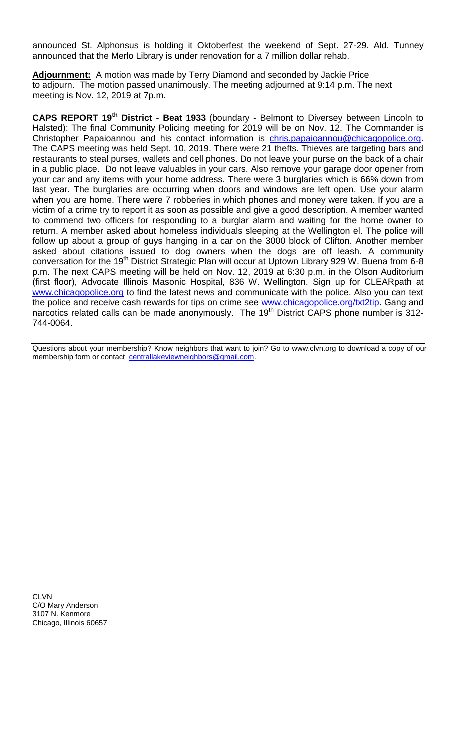announced St. Alphonsus is holding it Oktoberfest the weekend of Sept. 27-29. Ald. Tunney announced that the Merlo Library is under renovation for a 7 million dollar rehab.

**Adjournment:** A motion was made by Terry Diamond and seconded by Jackie Price to adjourn. The motion passed unanimously. The meeting adjourned at 9:14 p.m. The next meeting is Nov. 12, 2019 at 7p.m.

**CAPS REPORT 19th District - Beat 1933** (boundary - Belmont to Diversey between Lincoln to Halsted): The final Community Policing meeting for 2019 will be on Nov. 12. The Commander is Christopher Papaioannou and his contact information is chris.papaioannou@chicagopolice.org. The CAPS meeting was held Sept. 10, 2019. There were 21 thefts. Thieves are targeting bars and restaurants to steal purses, wallets and cell phones. Do not leave your purse on the back of a chair in a public place. Do not leave valuables in your cars. Also remove your garage door opener from your car and any items with your home address. There were 3 burglaries which is 66% down from last year. The burglaries are occurring when doors and windows are left open. Use your alarm when you are home. There were 7 robberies in which phones and money were taken. If you are a victim of a crime try to report it as soon as possible and give a good description. A member wanted to commend two officers for responding to a burglar alarm and waiting for the home owner to return. A member asked about homeless individuals sleeping at the Wellington el. The police will follow up about a group of guys hanging in a car on the 3000 block of Clifton. Another member asked about citations issued to dog owners when the dogs are off leash. A community conversation for the 19th District Strategic Plan will occur at Uptown Library 929 W. Buena from 6-8 p.m. The next CAPS meeting will be held on Nov. 12, 2019 at 6:30 p.m. in the Olson Auditorium (first floor), Advocate Illinois Masonic Hospital, 836 W. Wellington. Sign up for CLEARpath at www.chicagopolice.org to find the latest news and communicate with the police. Also you can text the police and receive cash rewards for tips on crime see www.chicagopolice.org/txt2tip. Gang and narcotics related calls can be made anonymously. The 19th District CAPS phone number is 312-744-0064.

---

Questions about your membership? Know neighbors that want to join? Go to www.clvn.org to download a copy of our membership form or contact centrallakeviewneighbors@gmail.com.

CLVN
C/O Mary Anderson
3107 N. Kenmore
Chicago, Illinois 60657